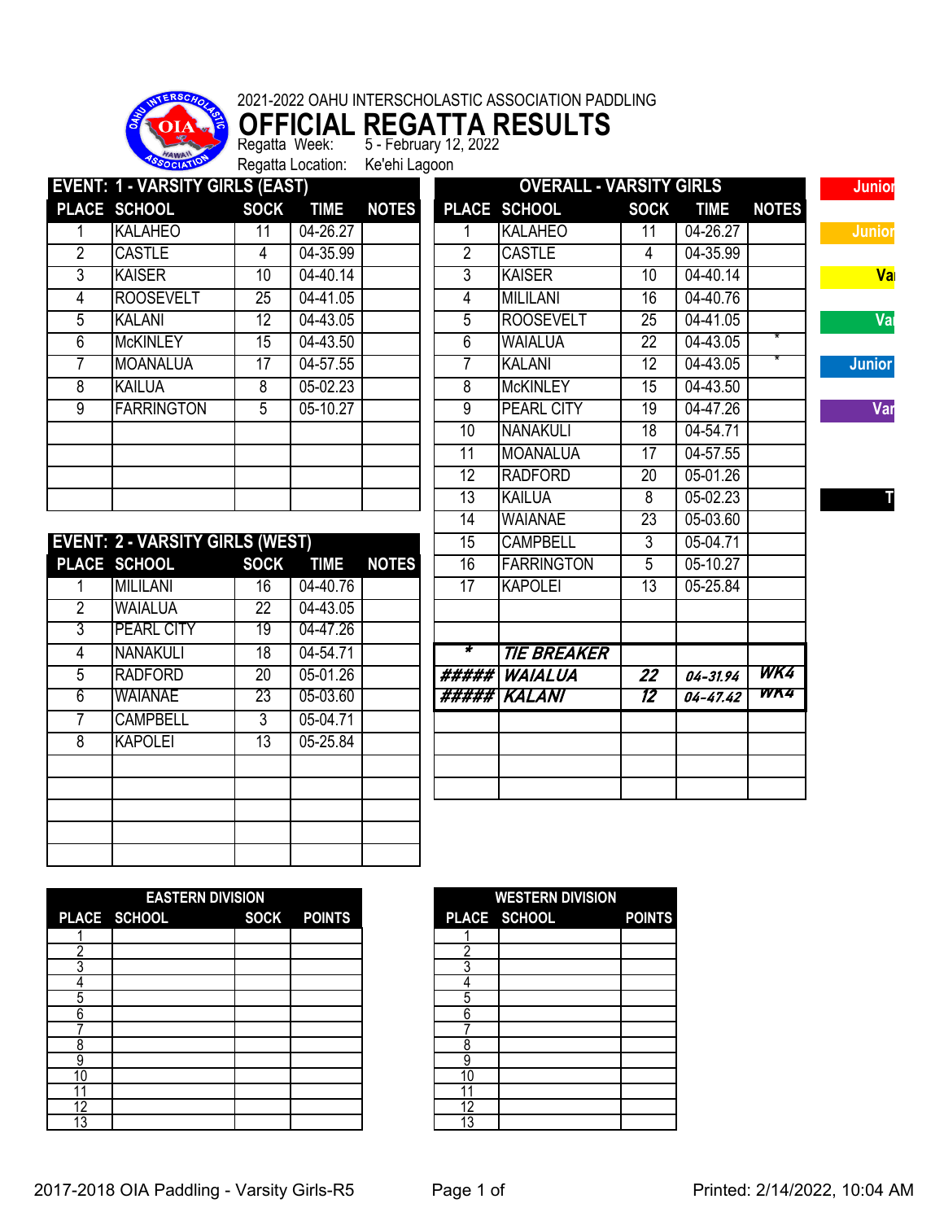2021-2022 OAHU INTERSCHOLASTIC ASSOCIATION PADDLING

# OFFICIAL REGATTA RESULTS

Regatta Week: 5 - February 12, 2022

Regatta Location: Ke'ehi Lagoon

## EVENT: 1 - VARSITY GIRLS (EAST)

| PLACE | SCHOOL | SOCK | TIME | NOTES |
|---|---|---|---|---|
| 1 | KALAHEO | 11 | 04-26.27 | |
| 2 | CASTLE | 4 | 04-35.99 | |
| 3 | KAISER | 10 | 04-40.14 | |
| 4 | ROOSEVELT | 25 | 04-41.05 | |
| 5 | KALANI | 12 | 04-43.05 | |
| 6 | McKINLEY | 15 | 04-43.50 | |
| 7 | MOANALUA | 17 | 04-57.55 | |
| 8 | KAILUA | 8 | 05-02.23 | |
| 9 | FARRINGTON | 5 | 05-10.27 | |

## EVENT: 2 - VARSITY GIRLS (WEST)

| PLACE | SCHOOL | SOCK | TIME | NOTES |
|---|---|---|---|---|
| 1 | MILILANI | 16 | 04-40.76 | |
| 2 | WAIALUA | 22 | 04-43.05 | |
| 3 | PEARL CITY | 19 | 04-47.26 | |
| 4 | NANAKULI | 18 | 04-54.71 | |
| 5 | RADFORD | 20 | 05-01.26 | |
| 6 | WAIANAE | 23 | 05-03.60 | |
| 7 | CAMPBELL | 3 | 05-04.71 | |
| 8 | KAPOLEI | 13 | 05-25.84 | |

## OVERALL - VARSITY GIRLS

| PLACE | SCHOOL | SOCK | TIME | NOTES |
|---|---|---|---|---|
| 1 | KALAHEO | 11 | 04-26.27 | |
| 2 | CASTLE | 4 | 04-35.99 | |
| 3 | KAISER | 10 | 04-40.14 | |
| 4 | MILILANI | 16 | 04-40.76 | |
| 5 | ROOSEVELT | 25 | 04-41.05 | |
| 6 | WAIALUA | 22 | 04-43.05 | * |
| 7 | KALANI | 12 | 04-43.05 | * |
| 8 | McKINLEY | 15 | 04-43.50 | |
| 9 | PEARL CITY | 19 | 04-47.26 | |
| 10 | NANAKULI | 18 | 04-54.71 | |
| 11 | MOANALUA | 17 | 04-57.55 | |
| 12 | RADFORD | 20 | 05-01.26 | |
| 13 | KAILUA | 8 | 05-02.23 | |
| 14 | WAIANAE | 23 | 05-03.60 | |
| 15 | CAMPBELL | 3 | 05-04.71 | |
| 16 | FARRINGTON | 5 | 05-10.27 | |
| 17 | KAPOLEI | 13 | 05-25.84 | |

| * | *TIE BREAKER* | | | |
|---|---|---|---|---|
| ##### | *WAIALUA* | *22* | *04-31.94* | *WK4* |
| ##### | *KALANI* | *12* | *04-47.42* | *WK4* |

Junior / Junior / Va / Va / Junior / Var / T

## EASTERN DIVISION

| PLACE | SCHOOL | SOCK | POINTS |
|---|---|---|---|
| 1 | | | |
| 2 | | | |
| 3 | | | |
| 4 | | | |
| 5 | | | |
| 6 | | | |
| 7 | | | |
| 8 | | | |
| 9 | | | |
| 10 | | | |
| 11 | | | |
| 12 | | | |
| 13 | | | |

## WESTERN DIVISION

| PLACE | SCHOOL | POINTS |
|---|---|---|
| 1 | | |
| 2 | | |
| 3 | | |
| 4 | | |
| 5 | | |
| 6 | | |
| 7 | | |
| 8 | | |
| 9 | | |
| 10 | | |
| 11 | | |
| 12 | | |
| 13 | | |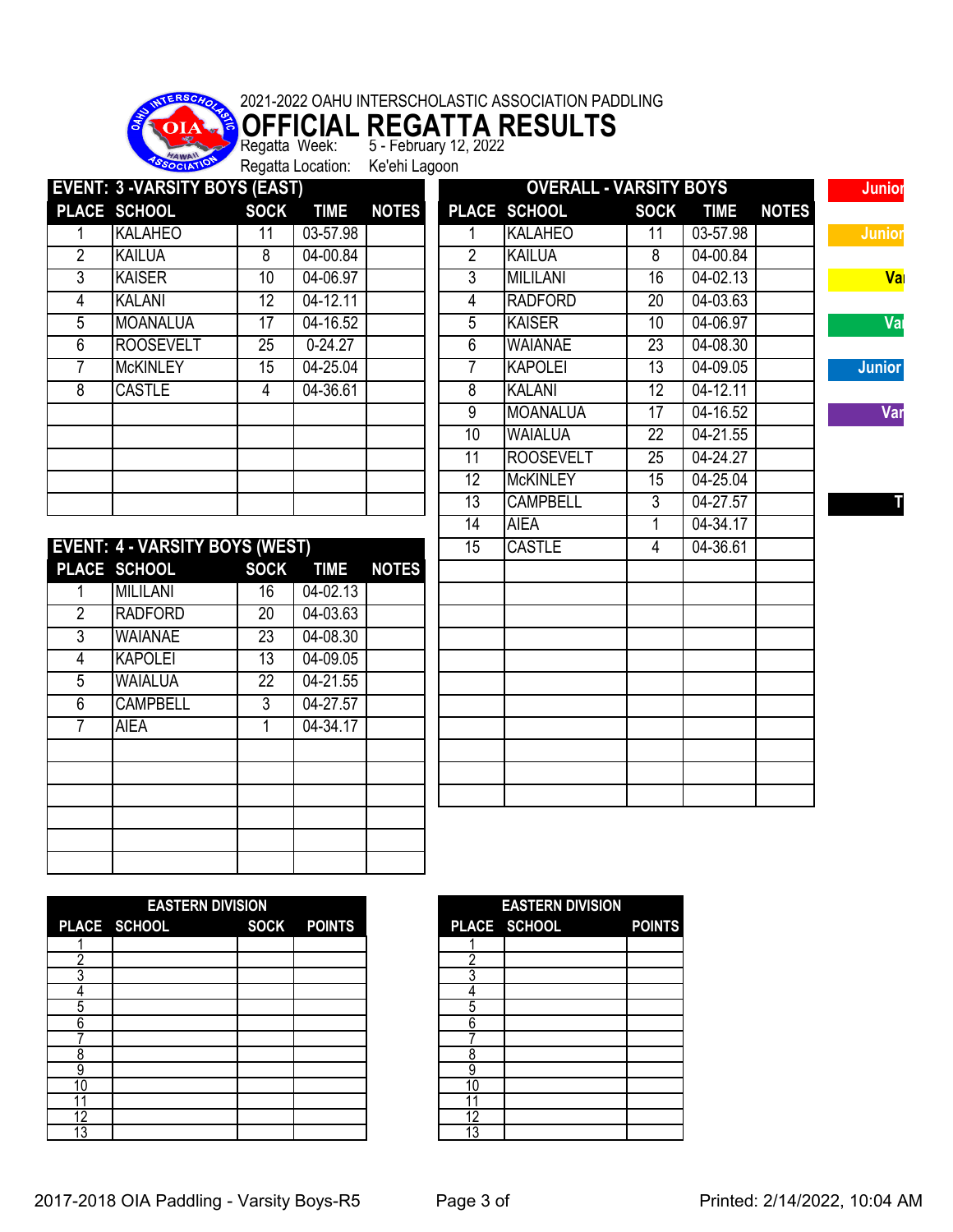2021-2022 OAHU INTERSCHOLASTIC ASSOCIATION PADDLING

# OFFICIAL REGATTA RESULTS

Regatta Week: 5 - February 12, 2022

Regatta Location: Ke'ehi Lagoon

## EVENT: 3 -VARSITY BOYS (EAST)

| PLACE | SCHOOL | SOCK | TIME | NOTES |
|---|---|---|---|---|
| 1 | KALAHEO | 11 | 03-57.98 | |
| 2 | KAILUA | 8 | 04-00.84 | |
| 3 | KAISER | 10 | 04-06.97 | |
| 4 | KALANI | 12 | 04-12.11 | |
| 5 | MOANALUA | 17 | 04-16.52 | |
| 6 | ROOSEVELT | 25 | 0-24.27 | |
| 7 | McKINLEY | 15 | 04-25.04 | |
| 8 | CASTLE | 4 | 04-36.61 | |

## EVENT: 4 - VARSITY BOYS (WEST)

| PLACE | SCHOOL | SOCK | TIME | NOTES |
|---|---|---|---|---|
| 1 | MILILANI | 16 | 04-02.13 | |
| 2 | RADFORD | 20 | 04-03.63 | |
| 3 | WAIANAE | 23 | 04-08.30 | |
| 4 | KAPOLEI | 13 | 04-09.05 | |
| 5 | WAIALUA | 22 | 04-21.55 | |
| 6 | CAMPBELL | 3 | 04-27.57 | |
| 7 | AIEA | 1 | 04-34.17 | |

## OVERALL - VARSITY BOYS

| PLACE | SCHOOL | SOCK | TIME | NOTES |
|---|---|---|---|---|
| 1 | KALAHEO | 11 | 03-57.98 | |
| 2 | KAILUA | 8 | 04-00.84 | |
| 3 | MILILANI | 16 | 04-02.13 | |
| 4 | RADFORD | 20 | 04-03.63 | |
| 5 | KAISER | 10 | 04-06.97 | |
| 6 | WAIANAE | 23 | 04-08.30 | |
| 7 | KAPOLEI | 13 | 04-09.05 | |
| 8 | KALANI | 12 | 04-12.11 | |
| 9 | MOANALUA | 17 | 04-16.52 | |
| 10 | WAIALUA | 22 | 04-21.55 | |
| 11 | ROOSEVELT | 25 | 04-24.27 | |
| 12 | McKINLEY | 15 | 04-25.04 | |
| 13 | CAMPBELL | 3 | 04-27.57 | |
| 14 | AIEA | 1 | 04-34.17 | |
| 15 | CASTLE | 4 | 04-36.61 | |

Junior | Junior | Va | Va | Junior | Var | T

## EASTERN DIVISION

| PLACE | SCHOOL | SOCK | POINTS |
|---|---|---|---|
| 1 | | | |
| 2 | | | |
| 3 | | | |
| 4 | | | |
| 5 | | | |
| 6 | | | |
| 7 | | | |
| 8 | | | |
| 9 | | | |
| 10 | | | |
| 11 | | | |
| 12 | | | |
| 13 | | | |

## EASTERN DIVISION

| PLACE | SCHOOL | POINTS |
|---|---|---|
| 1 | | |
| 2 | | |
| 3 | | |
| 4 | | |
| 5 | | |
| 6 | | |
| 7 | | |
| 8 | | |
| 9 | | |
| 10 | | |
| 11 | | |
| 12 | | |
| 13 | | |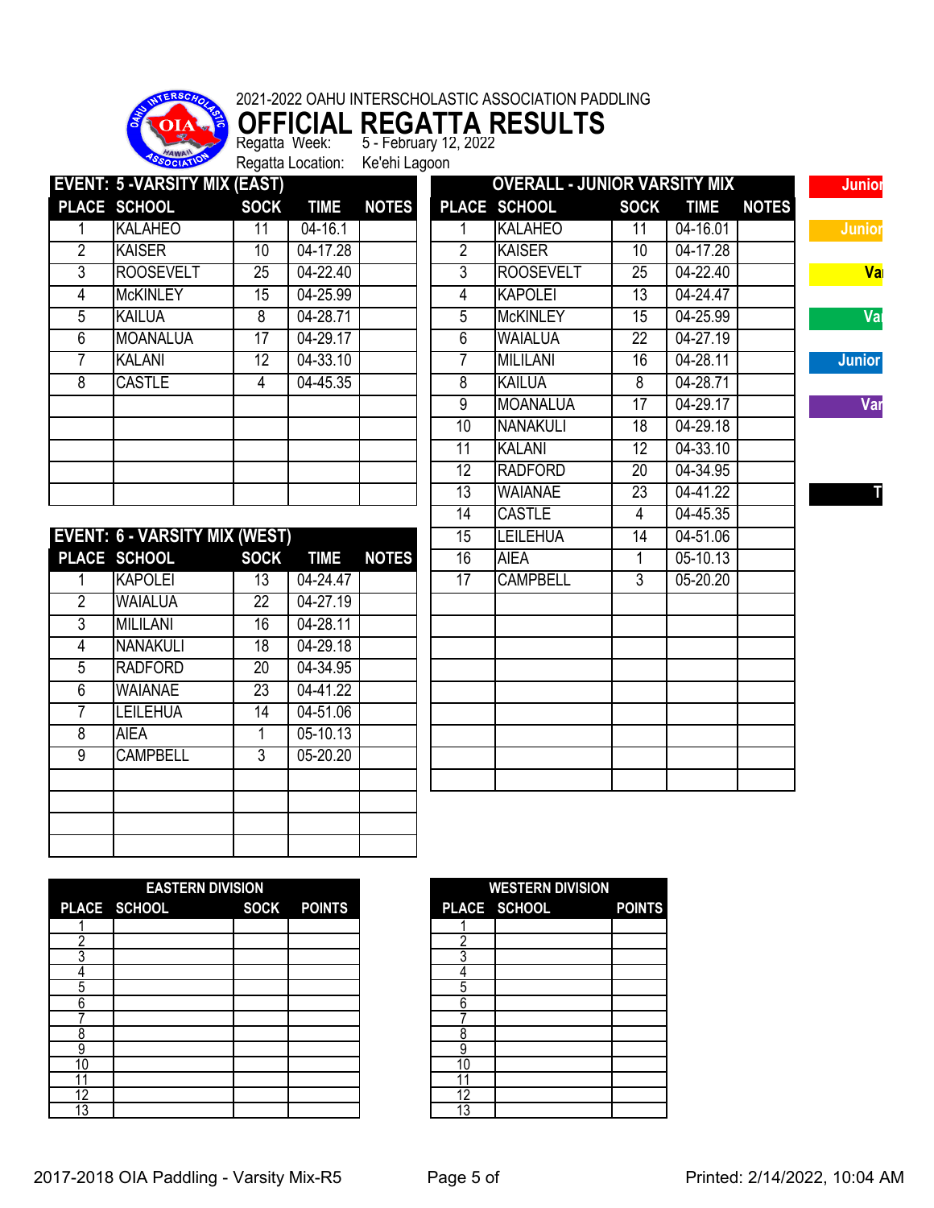2021-2022 OAHU INTERSCHOLASTIC ASSOCIATION PADDLING

# OFFICIAL REGATTA RESULTS

Regatta Week: 5 - February 12, 2022

Regatta Location: Ke'ehi Lagoon

## EVENT: 5 -VARSITY MIX (EAST)

| PLACE | SCHOOL | SOCK | TIME | NOTES |
|---|---|---|---|---|
| 1 | KALAHEO | 11 | 04-16.1 | |
| 2 | KAISER | 10 | 04-17.28 | |
| 3 | ROOSEVELT | 25 | 04-22.40 | |
| 4 | McKINLEY | 15 | 04-25.99 | |
| 5 | KAILUA | 8 | 04-28.71 | |
| 6 | MOANALUA | 17 | 04-29.17 | |
| 7 | KALANI | 12 | 04-33.10 | |
| 8 | CASTLE | 4 | 04-45.35 | |

## EVENT: 6 - VARSITY MIX (WEST)

| PLACE | SCHOOL | SOCK | TIME | NOTES |
|---|---|---|---|---|
| 1 | KAPOLEI | 13 | 04-24.47 | |
| 2 | WAIALUA | 22 | 04-27.19 | |
| 3 | MILILANI | 16 | 04-28.11 | |
| 4 | NANAKULI | 18 | 04-29.18 | |
| 5 | RADFORD | 20 | 04-34.95 | |
| 6 | WAIANAE | 23 | 04-41.22 | |
| 7 | LEILEHUA | 14 | 04-51.06 | |
| 8 | AIEA | 1 | 05-10.13 | |
| 9 | CAMPBELL | 3 | 05-20.20 | |

## OVERALL - JUNIOR VARSITY MIX

| PLACE | SCHOOL | SOCK | TIME | NOTES |
|---|---|---|---|---|
| 1 | KALAHEO | 11 | 04-16.01 | |
| 2 | KAISER | 10 | 04-17.28 | |
| 3 | ROOSEVELT | 25 | 04-22.40 | |
| 4 | KAPOLEI | 13 | 04-24.47 | |
| 5 | McKINLEY | 15 | 04-25.99 | |
| 6 | WAIALUA | 22 | 04-27.19 | |
| 7 | MILILANI | 16 | 04-28.11 | |
| 8 | KAILUA | 8 | 04-28.71 | |
| 9 | MOANALUA | 17 | 04-29.17 | |
| 10 | NANAKULI | 18 | 04-29.18 | |
| 11 | KALANI | 12 | 04-33.10 | |
| 12 | RADFORD | 20 | 04-34.95 | |
| 13 | WAIANAE | 23 | 04-41.22 | |
| 14 | CASTLE | 4 | 04-45.35 | |
| 15 | LEILEHUA | 14 | 04-51.06 | |
| 16 | AIEA | 1 | 05-10.13 | |
| 17 | CAMPBELL | 3 | 05-20.20 | |

Junior | Junior | Va | Va | Junior | Var | T

## EASTERN DIVISION

| PLACE | SCHOOL | SOCK | POINTS |
|---|---|---|---|
| 1 | | | |
| 2 | | | |
| 3 | | | |
| 4 | | | |
| 5 | | | |
| 6 | | | |
| 7 | | | |
| 8 | | | |
| 9 | | | |
| 10 | | | |
| 11 | | | |
| 12 | | | |
| 13 | | | |

## WESTERN DIVISION

| PLACE | SCHOOL | POINTS |
|---|---|---|
| 1 | | |
| 2 | | |
| 3 | | |
| 4 | | |
| 5 | | |
| 6 | | |
| 7 | | |
| 8 | | |
| 9 | | |
| 10 | | |
| 11 | | |
| 12 | | |
| 13 | | |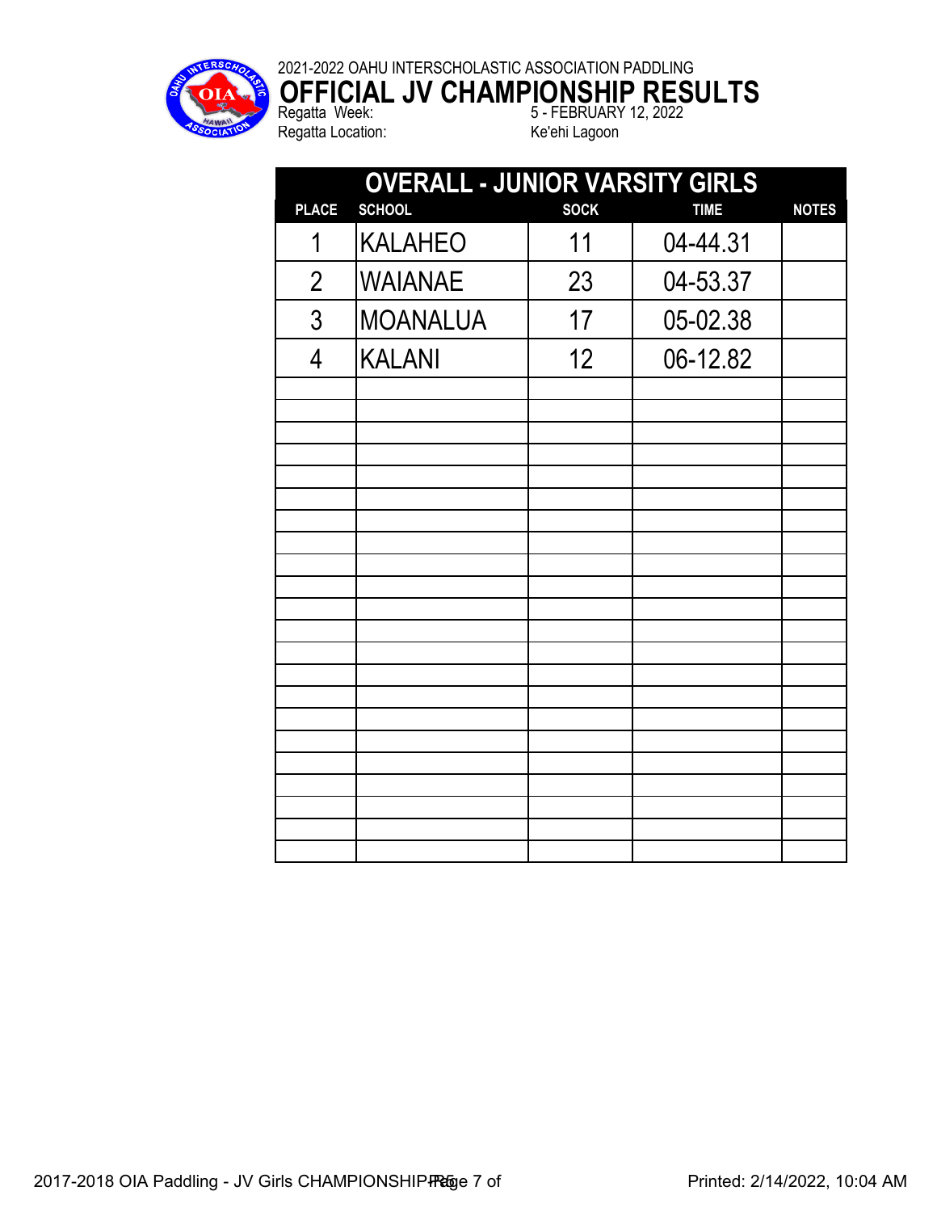2021-2022 OAHU INTERSCHOLASTIC ASSOCIATION PADDLING

# OFFICIAL JV CHAMPIONSHIP RESULTS

Regatta Week: 5 - FEBRUARY 12, 2022

Regatta Location: Ke'ehi Lagoon

## OVERALL - JUNIOR VARSITY GIRLS

| PLACE | SCHOOL | SOCK | TIME | NOTES |
|---|---|---|---|---|
| 1 | KALAHEO | 11 | 04-44.31 | |
| 2 | WAIANAE | 23 | 04-53.37 | |
| 3 | MOANALUA | 17 | 05-02.38 | |
| 4 | KALANI | 12 | 06-12.82 | |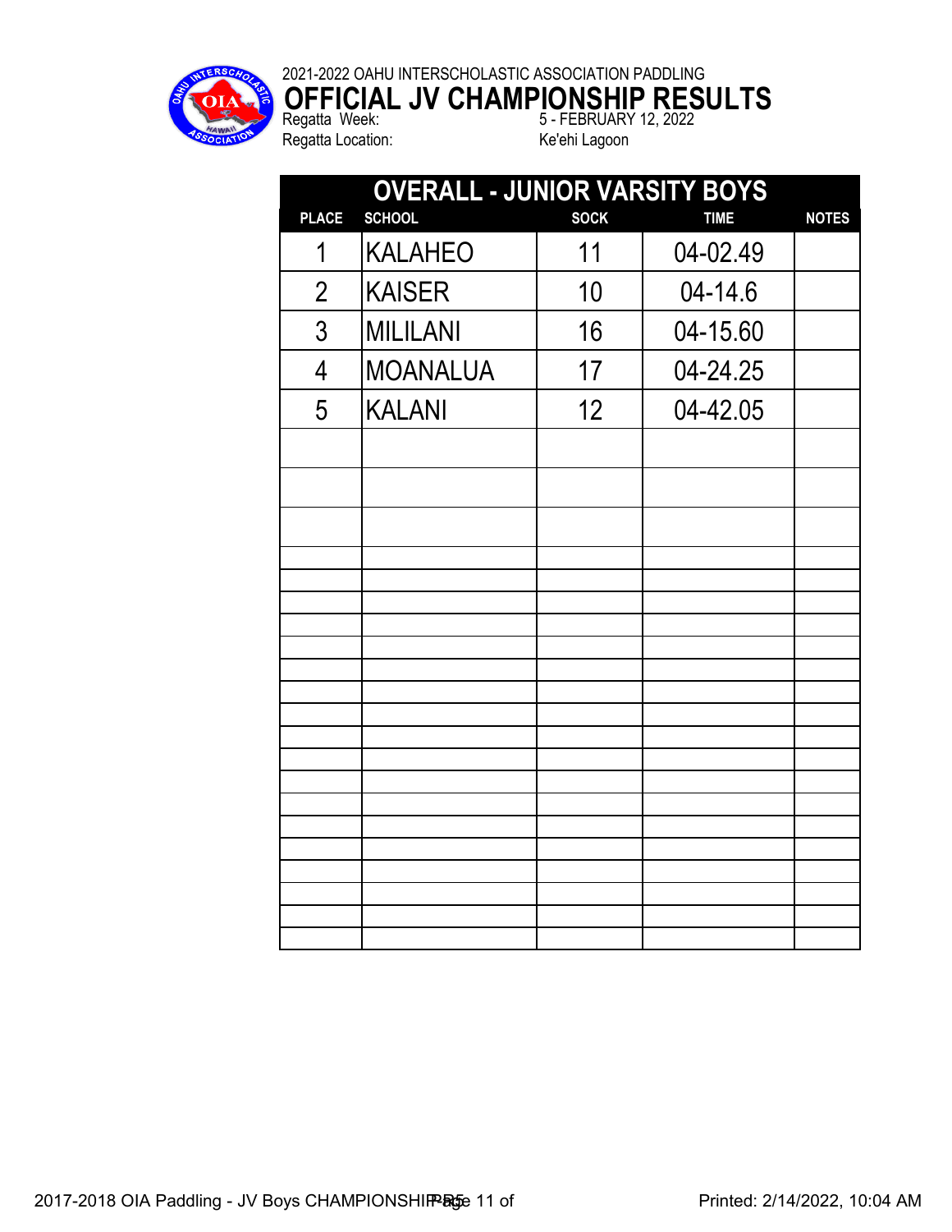2021-2022 OAHU INTERSCHOLASTIC ASSOCIATION PADDLING

# OFFICIAL JV CHAMPIONSHIP RESULTS

Regatta Week: 5 - FEBRUARY 12, 2022

Regatta Location: Ke'ehi Lagoon

## OVERALL - JUNIOR VARSITY BOYS

| PLACE | SCHOOL | SOCK | TIME | NOTES |
|---|---|---|---|---|
| 1 | KALAHEO | 11 | 04-02.49 | |
| 2 | KAISER | 10 | 04-14.6 | |
| 3 | MILILANI | 16 | 04-15.60 | |
| 4 | MOANALUA | 17 | 04-24.25 | |
| 5 | KALANI | 12 | 04-42.05 | |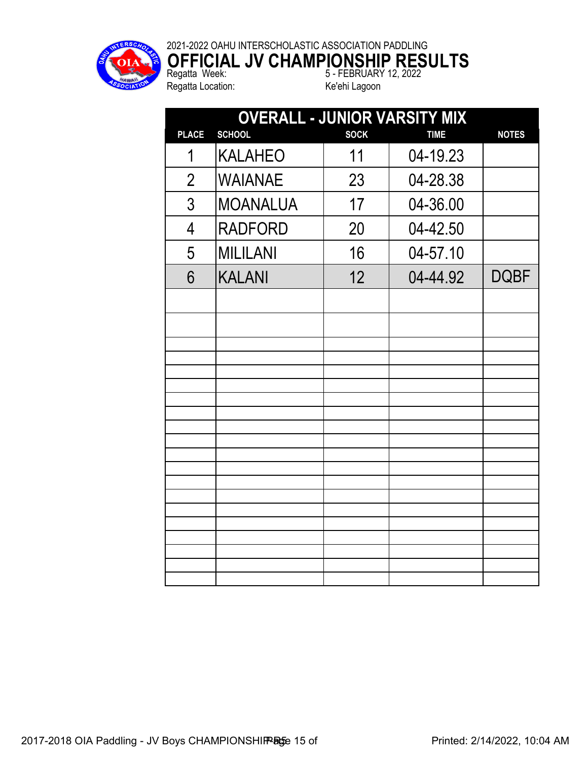2021-2022 OAHU INTERSCHOLASTIC ASSOCIATION PADDLING

# OFFICIAL JV CHAMPIONSHIP RESULTS

Regatta Week: 5 - FEBRUARY 12, 2022

Regatta Location: Ke'ehi Lagoon

## OVERALL - JUNIOR VARSITY MIX

| PLACE | SCHOOL | SOCK | TIME | NOTES |
|---|---|---|---|---|
| 1 | KALAHEO | 11 | 04-19.23 | |
| 2 | WAIANAE | 23 | 04-28.38 | |
| 3 | MOANALUA | 17 | 04-36.00 | |
| 4 | RADFORD | 20 | 04-42.50 | |
| 5 | MILILANI | 16 | 04-57.10 | |
| 6 | KALANI | 12 | 04-44.92 | DQBF |